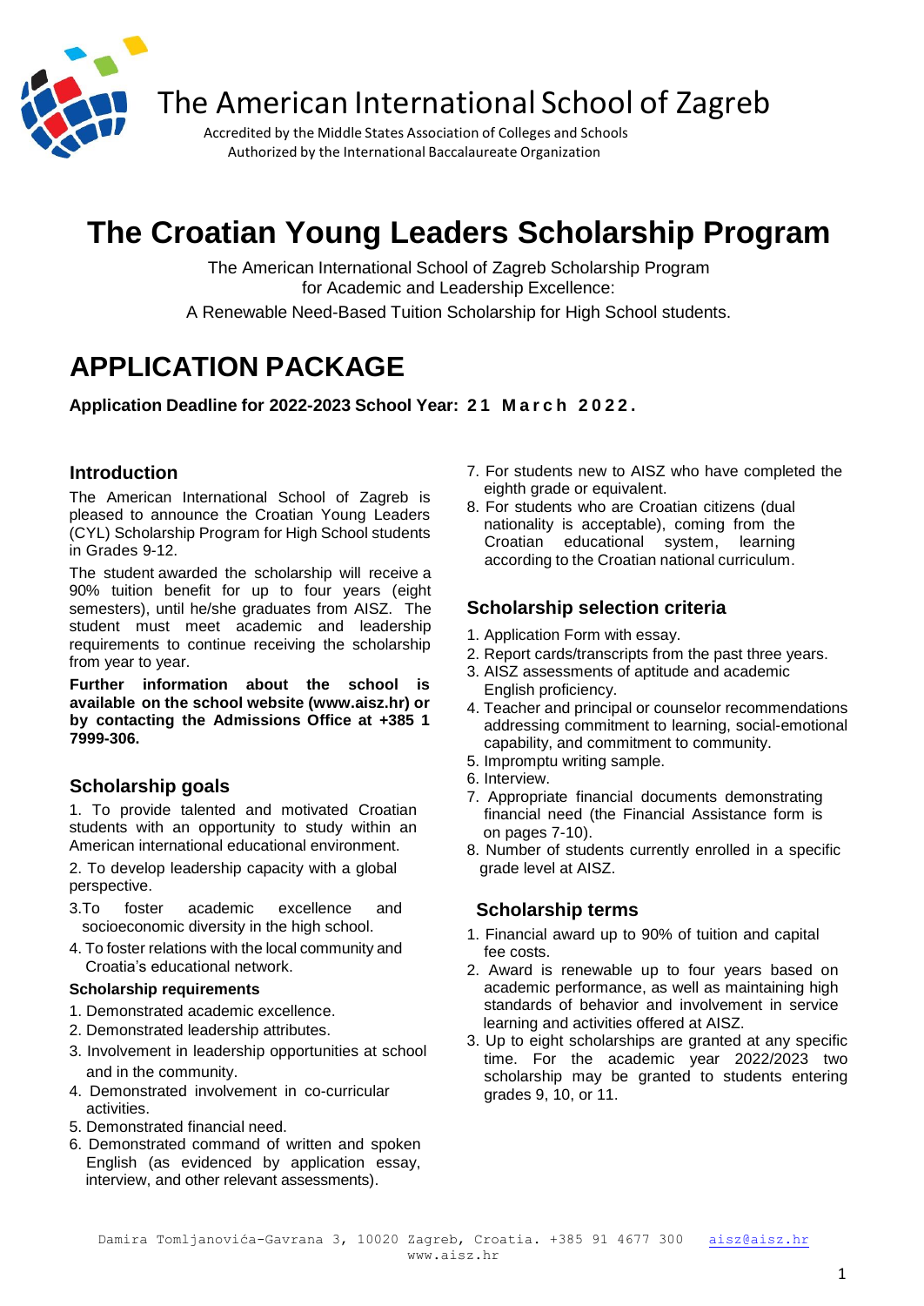# The American International School of Zagreb

Accredited by the Middle States Association of Colleges and Schools
Authorized by the International Baccalaureate Organization

# The Croatian Young Leaders Scholarship Program

The American International School of Zagreb Scholarship Program
for Academic and Leadership Excellence:
A Renewable Need-Based Tuition Scholarship for High School students.

# APPLICATION PACKAGE

**Application Deadline for 2022-2023 School Year: 21 March 2022.**

## Introduction

The American International School of Zagreb is pleased to announce the Croatian Young Leaders (CYL) Scholarship Program for High School students in Grades 9-12.

The student awarded the scholarship will receive a 90% tuition benefit for up to four years (eight semesters), until he/she graduates from AISZ. The student must meet academic and leadership requirements to continue receiving the scholarship from year to year.

**Further information about the school is available on the school website (www.aisz.hr) or by contacting the Admissions Office at +385 1 7999-306.**

## Scholarship goals

1. To provide talented and motivated Croatian students with an opportunity to study within an American international educational environment.
2. To develop leadership capacity with a global perspective.
3. To foster academic excellence and socioeconomic diversity in the high school.
4. To foster relations with the local community and Croatia's educational network.

### Scholarship requirements

1. Demonstrated academic excellence.
2. Demonstrated leadership attributes.
3. Involvement in leadership opportunities at school and in the community.
4. Demonstrated involvement in co-curricular activities.
5. Demonstrated financial need.
6. Demonstrated command of written and spoken English (as evidenced by application essay, interview, and other relevant assessments).
7. For students new to AISZ who have completed the eighth grade or equivalent.
8. For students who are Croatian citizens (dual nationality is acceptable), coming from the Croatian educational system, learning according to the Croatian national curriculum.

## Scholarship selection criteria

1. Application Form with essay.
2. Report cards/transcripts from the past three years.
3. AISZ assessments of aptitude and academic English proficiency.
4. Teacher and principal or counselor recommendations addressing commitment to learning, social-emotional capability, and commitment to community.
5. Impromptu writing sample.
6. Interview.
7. Appropriate financial documents demonstrating financial need (the Financial Assistance form is on pages 7-10).
8. Number of students currently enrolled in a specific grade level at AISZ.

## Scholarship terms

1. Financial award up to 90% of tuition and capital fee costs.
2. Award is renewable up to four years based on academic performance, as well as maintaining high standards of behavior and involvement in service learning and activities offered at AISZ.
3. Up to eight scholarships are granted at any specific time. For the academic year 2022/2023 two scholarship may be granted to students entering grades 9, 10, or 11.

Damira Tomljanovića-Gavrana 3, 10020 Zagreb, Croatia. +385 91 4677 300 aisz@aisz.hr www.aisz.hr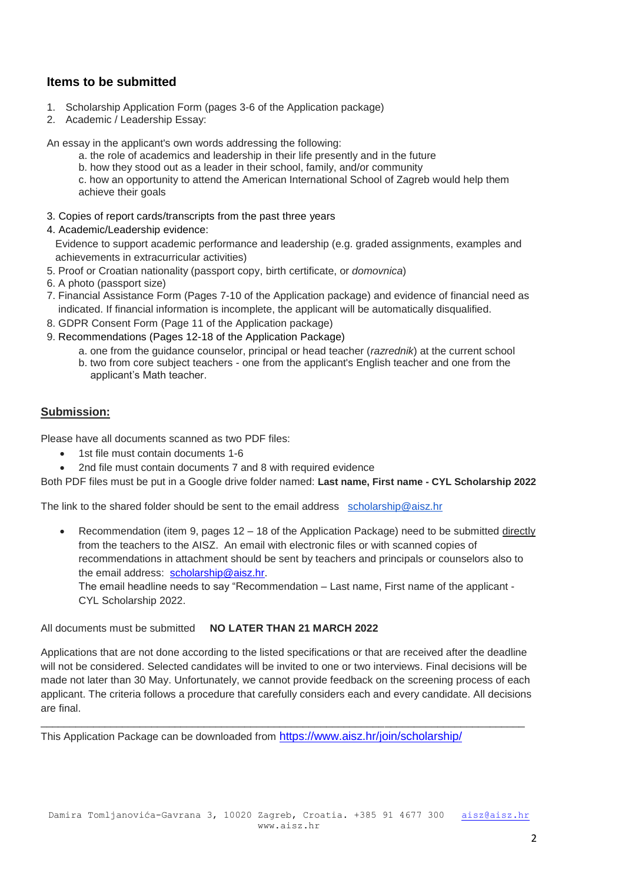### Items to be submitted

1. Scholarship Application Form (pages 3-6 of the Application package)
2. Academic / Leadership Essay:

An essay in the applicant's own words addressing the following:

a. the role of academics and leadership in their life presently and in the future
b. how they stood out as a leader in their school, family, and/or community
c. how an opportunity to attend the American International School of Zagreb would help them achieve their goals

3. Copies of report cards/transcripts from the past three years
4. Academic/Leadership evidence:
   Evidence to support academic performance and leadership (e.g. graded assignments, examples and achievements in extracurricular activities)
5. Proof or Croatian nationality (passport copy, birth certificate, or *domovnica*)
6. A photo (passport size)
7. Financial Assistance Form (Pages 7-10 of the Application package) and evidence of financial need as indicated. If financial information is incomplete, the applicant will be automatically disqualified.
8. GDPR Consent Form (Page 11 of the Application package)
9. Recommendations (Pages 12-18 of the Application Package)
   a. one from the guidance counselor, principal or head teacher (*razrednik*) at the current school
   b. two from core subject teachers - one from the applicant's English teacher and one from the applicant's Math teacher.

### <u>Submission:</u>

Please have all documents scanned as two PDF files:

- 1st file must contain documents 1-6
- 2nd file must contain documents 7 and 8 with required evidence

Both PDF files must be put in a Google drive folder named: **Last name, First name - CYL Scholarship 2022**

The link to the shared folder should be sent to the email address [scholarship@aisz.hr](mailto:scholarship@aisz.hr)

- Recommendation (item 9, pages 12 – 18 of the Application Package) need to be submitted <u>directly</u> from the teachers to the AISZ. An email with electronic files or with scanned copies of recommendations in attachment should be sent by teachers and principals or counselors also to the email address: [scholarship@aisz.hr](mailto:scholarship@aisz.hr).
  The email headline needs to say "Recommendation – Last name, First name of the applicant - CYL Scholarship 2022.

All documents must be submitted **NO LATER THAN 21 MARCH 2022**

Applications that are not done according to the listed specifications or that are received after the deadline will not be considered. Selected candidates will be invited to one or two interviews. Final decisions will be made not later than 30 May. Unfortunately, we cannot provide feedback on the screening process of each applicant. The criteria follows a procedure that carefully considers each and every candidate. All decisions are final.

---

This Application Package can be downloaded from [https://www.aisz.hr/join/scholarship/](https://www.aisz.hr/join/scholarship/)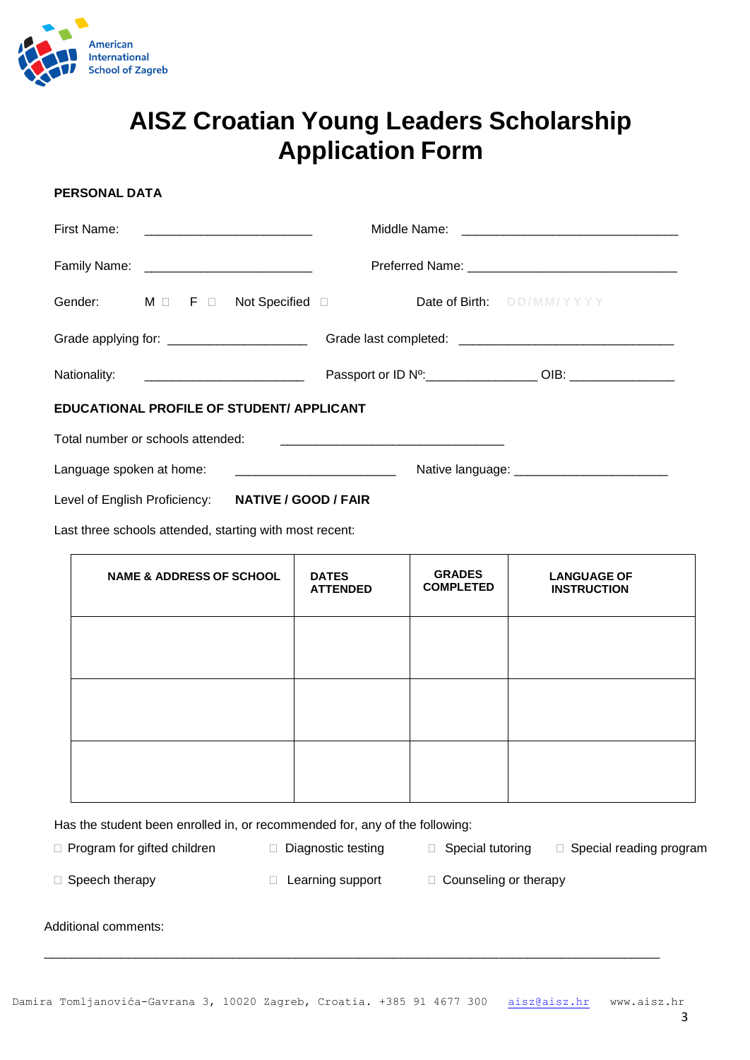American International School of Zagreb

# AISZ Croatian Young Leaders Scholarship Application Form

**PERSONAL DATA**

First Name: ________________________ Middle Name: ______________________________

Family Name: ________________________ Preferred Name: ______________________________

Gender: M ☐ F ☐ Not Specified ☐ Date of Birth: DD/MM/YYYY

Grade applying for: ____________________ Grade last completed: ______________________________

Nationality: _______________________ Passport or ID Nº:_______________ OIB: _______________

**EDUCATIONAL PROFILE OF STUDENT/ APPLICANT**

Total number or schools attended: ________________________________

Language spoken at home: _______________________ Native language: ______________________

Level of English Proficiency: **NATIVE / GOOD / FAIR**

Last three schools attended, starting with most recent:

| NAME & ADDRESS OF SCHOOL | DATES ATTENDED | GRADES COMPLETED | LANGUAGE OF INSTRUCTION |
|---|---|---|---|
| | | | |
| | | | |
| | | | |

Has the student been enrolled in, or recommended for, any of the following:

☐ Program for gifted children ☐ Diagnostic testing ☐ Special tutoring ☐ Special reading program

☐ Speech therapy ☐ Learning support ☐ Counseling or therapy

Additional comments:

_________________________________________________________________________________________

Damira Tomljanovića-Gavrana 3, 10020 Zagreb, Croatia. +385 91 4677 300 aisz@aisz.hr www.aisz.hr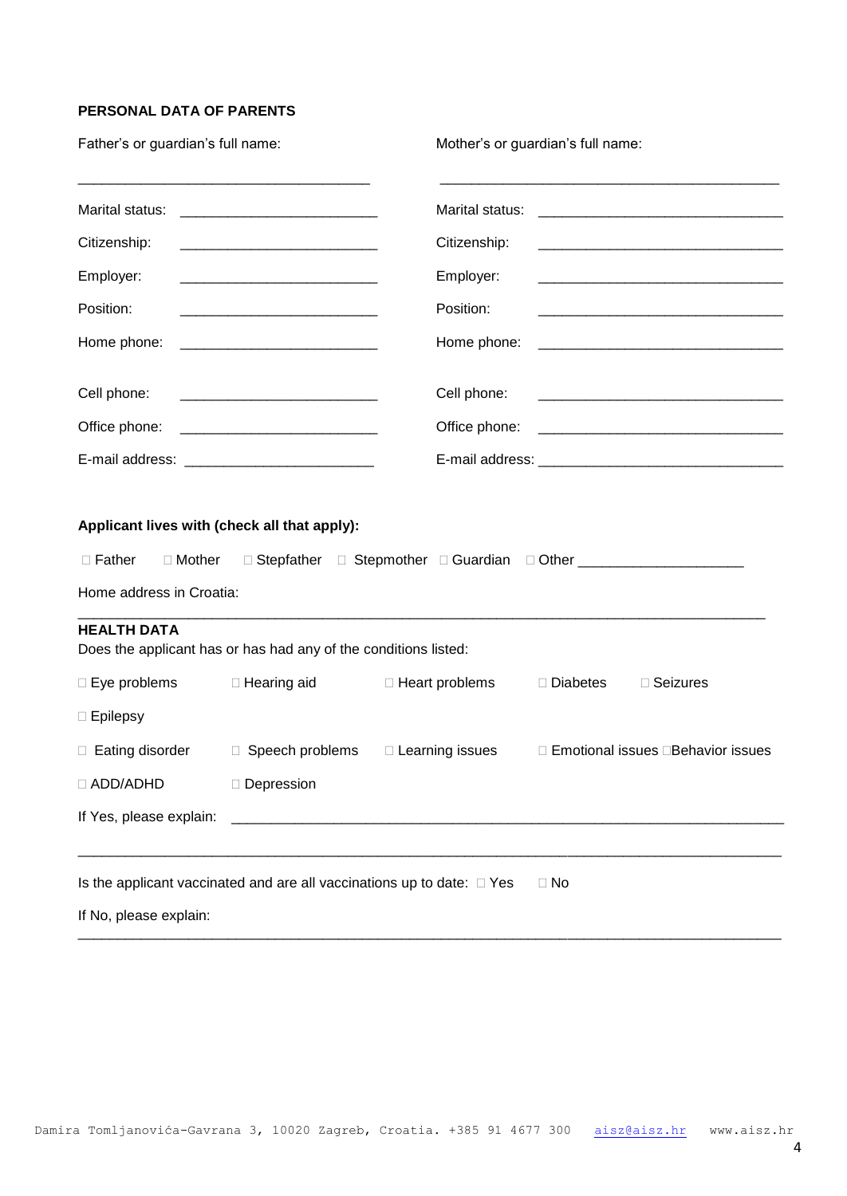**PERSONAL DATA OF PARENTS**

| Father's or guardian's full name: | Mother's or guardian's full name: |
|---|---|
| ____________________________________ | __________________________________________ |
| Marital status: ________________________ | Marital status: ______________________________ |
| Citizenship: ________________________ | Citizenship: ______________________________ |
| Employer: ________________________ | Employer: ______________________________ |
| Position: ________________________ | Position: ______________________________ |
| Home phone: ________________________ | Home phone: ______________________________ |
| Cell phone: ________________________ | Cell phone: ______________________________ |
| Office phone: ________________________ | Office phone: ______________________________ |
| E-mail address: _______________________ | E-mail address: ______________________________ |

**Applicant lives with (check all that apply):**

☐ Father ☐ Mother ☐ Stepfather ☐ Stepmother ☐ Guardian ☐ Other ____________________

Home address in Croatia:

_____________________________________________________________________________________

**HEALTH DATA**

Does the applicant has or has had any of the conditions listed:

☐ Eye problems ☐ Hearing aid ☐ Heart problems ☐ Diabetes ☐ Seizures

☐ Epilepsy

☐ Eating disorder ☐ Speech problems ☐ Learning issues ☐ Emotional issues ☐ Behavior issues

☐ ADD/ADHD ☐ Depression

If Yes, please explain: ______________________________________________________________________

_____________________________________________________________________________________

Is the applicant vaccinated and are all vaccinations up to date: ☐ Yes ☐ No

If No, please explain:

_____________________________________________________________________________________

Damira Tomljanovića-Gavrana 3, 10020 Zagreb, Croatia. +385 91 4677 300 aisz@aisz.hr www.aisz.hr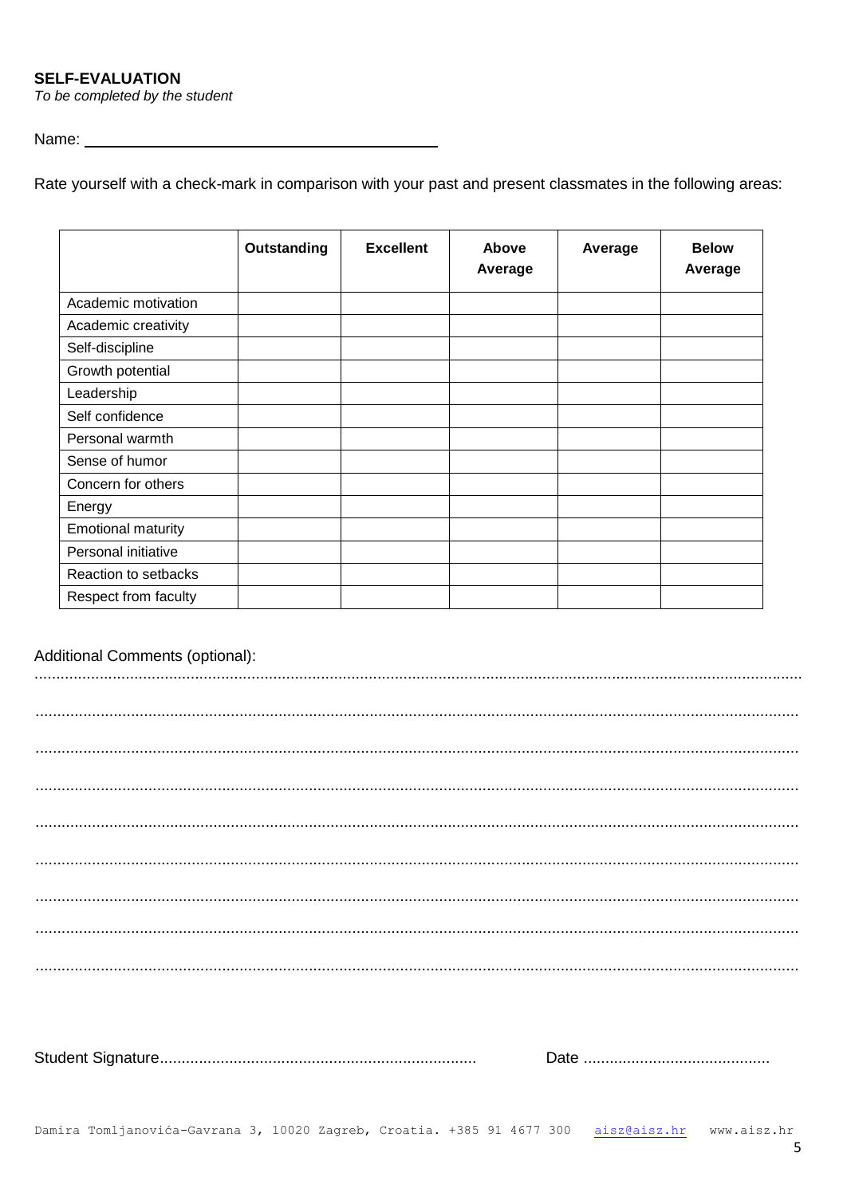**SELF-EVALUATION**

*To be completed by the student*

Name: ________________________________________

Rate yourself with a check-mark in comparison with your past and present classmates in the following areas:

| | Outstanding | Excellent | Above Average | Average | Below Average |
|---|---|---|---|---|---|
| Academic motivation | | | | | |
| Academic creativity | | | | | |
| Self-discipline | | | | | |
| Growth potential | | | | | |
| Leadership | | | | | |
| Self confidence | | | | | |
| Personal warmth | | | | | |
| Sense of humor | | | | | |
| Concern for others | | | | | |
| Energy | | | | | |
| Emotional maturity | | | | | |
| Personal initiative | | | | | |
| Reaction to setbacks | | | | | |
| Respect from faculty | | | | | |

Additional Comments (optional):

.......................................................................................................................................................................

.......................................................................................................................................................................

.......................................................................................................................................................................

.......................................................................................................................................................................

.......................................................................................................................................................................

.......................................................................................................................................................................

.......................................................................................................................................................................

.......................................................................................................................................................................

.......................................................................................................................................................................

Student Signature.......................................................................... Date ...........................................

Damira Tomljanovića-Gavrana 3, 10020 Zagreb, Croatia. +385 91 4677 300 aisz@aisz.hr www.aisz.hr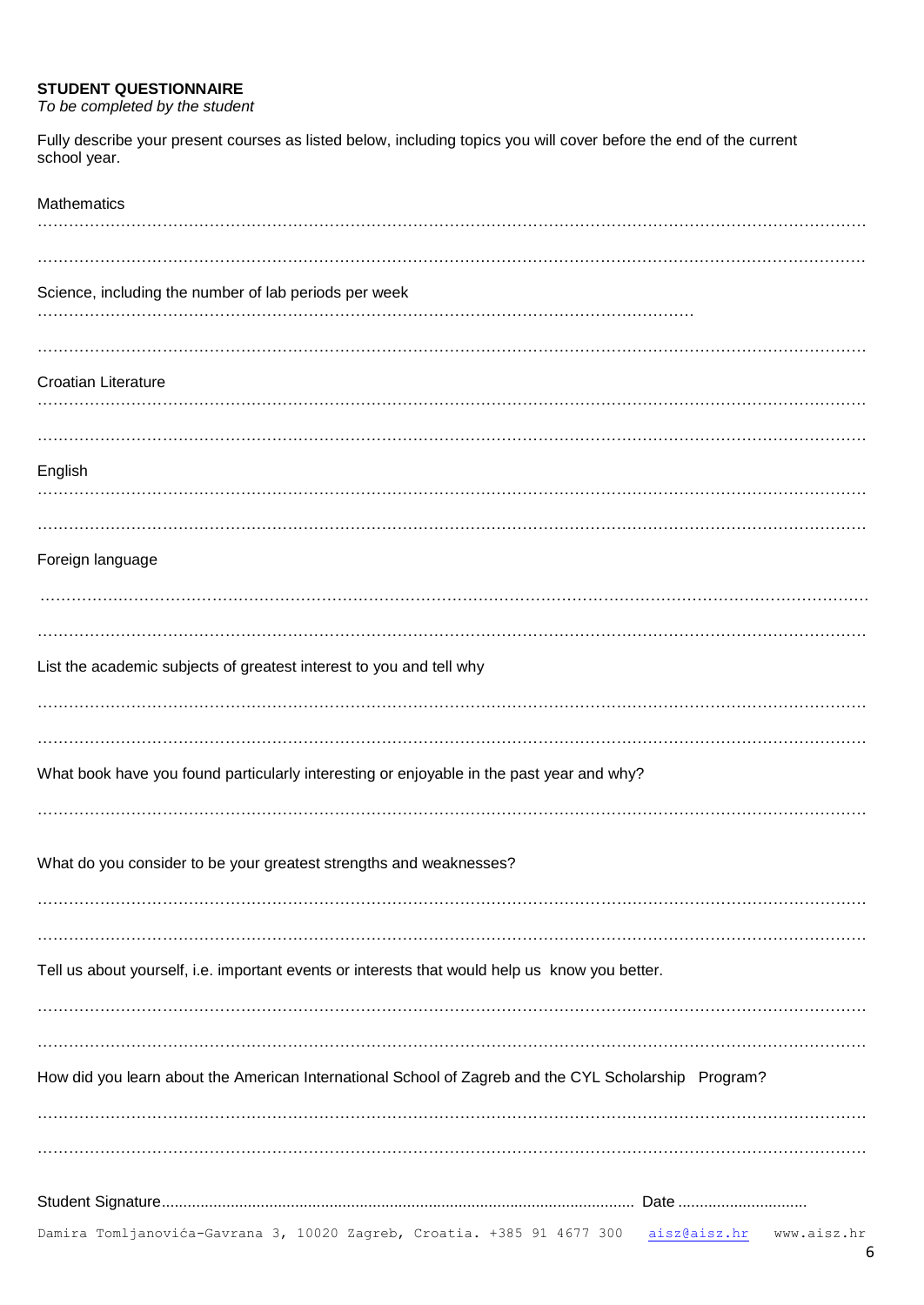**STUDENT QUESTIONNAIRE**
*To be completed by the student*

Fully describe your present courses as listed below, including topics you will cover before the end of the current school year.

Mathematics

……………………………………………………………………………………………………………………………………

……………………………………………………………………………………………………………………………………

Science, including the number of lab periods per week

……………………………………………………………………………………………………………………

……………………………………………………………………………………………………………………………………

Croatian Literature

……………………………………………………………………………………………………………………………………

……………………………………………………………………………………………………………………………………

English

……………………………………………………………………………………………………………………………………

……………………………………………………………………………………………………………………………………

Foreign language

……………………………………………………………………………………………………………………………………

……………………………………………………………………………………………………………………………………

List the academic subjects of greatest interest to you and tell why

……………………………………………………………………………………………………………………………………

……………………………………………………………………………………………………………………………………

What book have you found particularly interesting or enjoyable in the past year and why?

……………………………………………………………………………………………………………………………………

What do you consider to be your greatest strengths and weaknesses?

……………………………………………………………………………………………………………………………………

……………………………………………………………………………………………………………………………………

Tell us about yourself, i.e. important events or interests that would help us know you better.

……………………………………………………………………………………………………………………………………

……………………………………………………………………………………………………………………………………

How did you learn about the American International School of Zagreb and the CYL Scholarship Program?

……………………………………………………………………………………………………………………………………

……………………………………………………………………………………………………………………………………

Student Signature………………………………………………………………………………… Date …………………………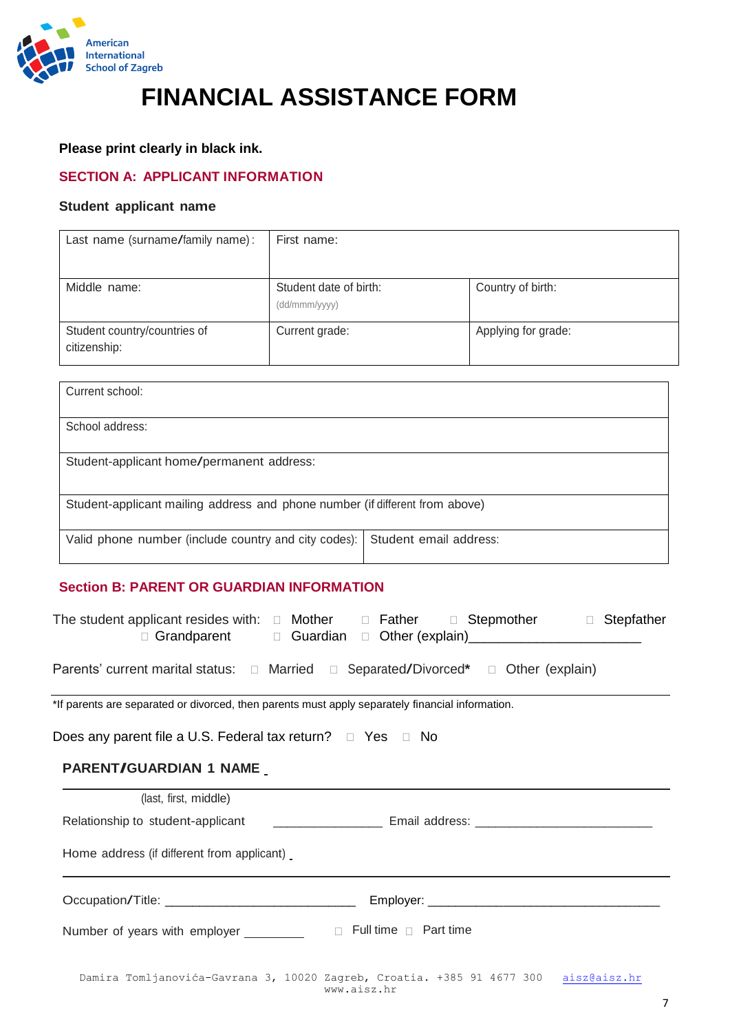American International School of Zagreb

# FINANCIAL ASSISTANCE FORM

**Please print clearly in black ink.**

## SECTION A: APPLICANT INFORMATION

### Student applicant name

| Last name (surname/family name): | First name: | |
|---|---|---|
| Middle name: | Student date of birth: (dd/mmm/yyyy) | Country of birth: |
| Student country/countries of citizenship: | Current grade: | Applying for grade: |

| | |
|---|---|
| Current school: | |
| School address: | |
| Student-applicant home/permanent address: | |
| Student-applicant mailing address and phone number (if different from above) | |
| Valid phone number (include country and city codes): | Student email address: |

## Section B: PARENT OR GUARDIAN INFORMATION

The student applicant resides with: □ Mother □ Father □ Stepmother □ Stepfather □ Grandparent □ Guardian □ Other (explain)______________________

Parents' current marital status: □ Married □ Separated/Divorced* □ Other (explain)

______________________________________________________________________

*If parents are separated or divorced, then parents must apply separately financial information.

Does any parent file a U.S. Federal tax return? □ Yes □ No

### PARENT/GUARDIAN 1 NAME _

______________________________________________________________________

(last, first, middle)

Relationship to student-applicant _______________ Email address: _________________________

Home address (if different from applicant) _

______________________________________________________________________

Occupation/Title: ___________________________ Employer: _________________________________

Number of years with employer _________ □ Full time □ Part time

Damira Tomljanovića-Gavrana 3, 10020 Zagreb, Croatia. +385 91 4677 300 aisz@aisz.hr www.aisz.hr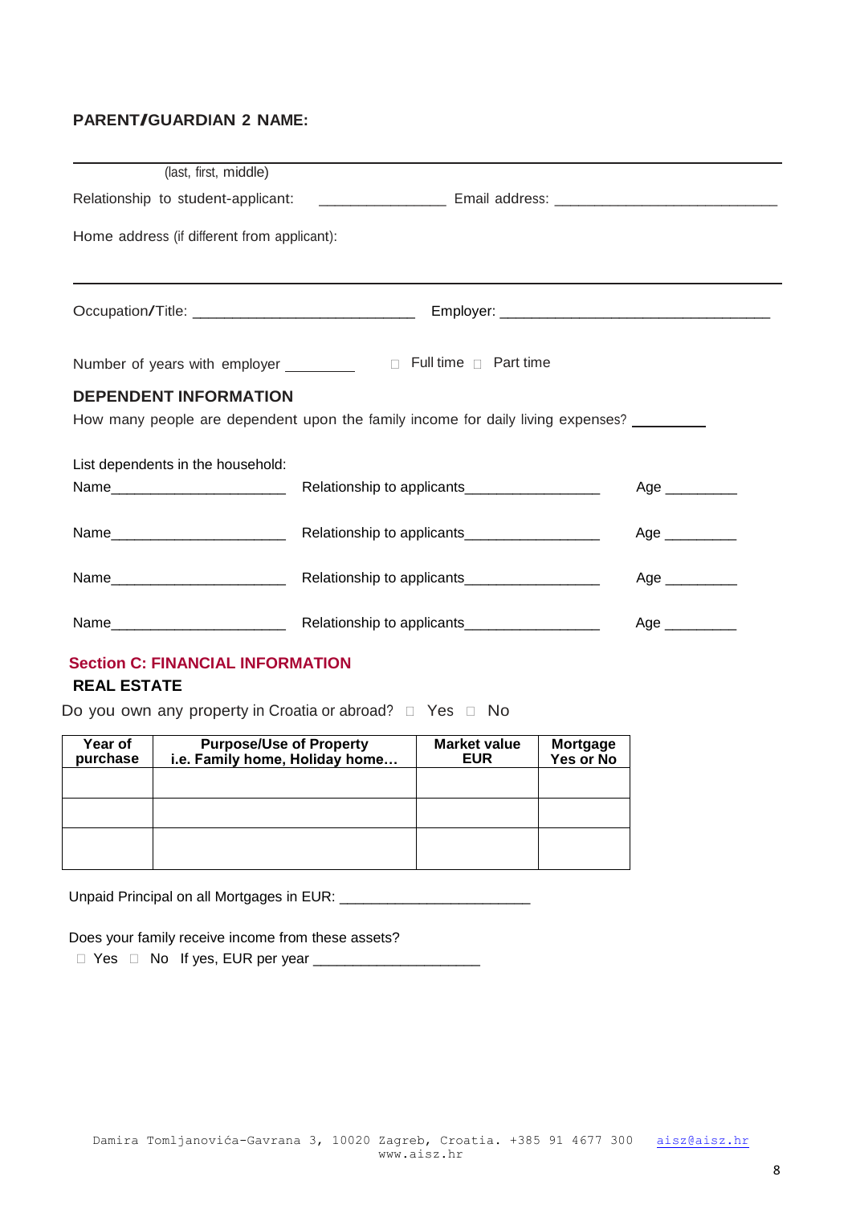**PARENT/GUARDIAN 2 NAME:**

_______________________________________________________________________________

(last, first, middle)

Relationship to student-applicant: _______________ Email address: ___________________________

Home address (if different from applicant):

_______________________________________________________________________________

Occupation/Title: ___________________________ Employer: _________________________________

Number of years with employer _________ ☐ Full time ☐ Part time

**DEPENDENT INFORMATION**

How many people are dependent upon the family income for daily living expenses? _________

List dependents in the household:

Name______________________ Relationship to applicants_________________ Age _________

Name______________________ Relationship to applicants_________________ Age _________

Name______________________ Relationship to applicants_________________ Age _________

Name______________________ Relationship to applicants_________________ Age _________

## Section C: FINANCIAL INFORMATION

**REAL ESTATE**

Do you own any property in Croatia or abroad? ☐ Yes ☐ No

| Year of purchase | Purpose/Use of Property i.e. Family home, Holiday home… | Market value EUR | Mortgage Yes or No |
|---|---|---|---|
| | | | |
| | | | |
| | | | |

Unpaid Principal on all Mortgages in EUR: ________________________

Does your family receive income from these assets?

☐ Yes ☐ No If yes, EUR per year _____________________

Damira Tomljanovića-Gavrana 3, 10020 Zagreb, Croatia. +385 91 4677 300 aisz@aisz.hr www.aisz.hr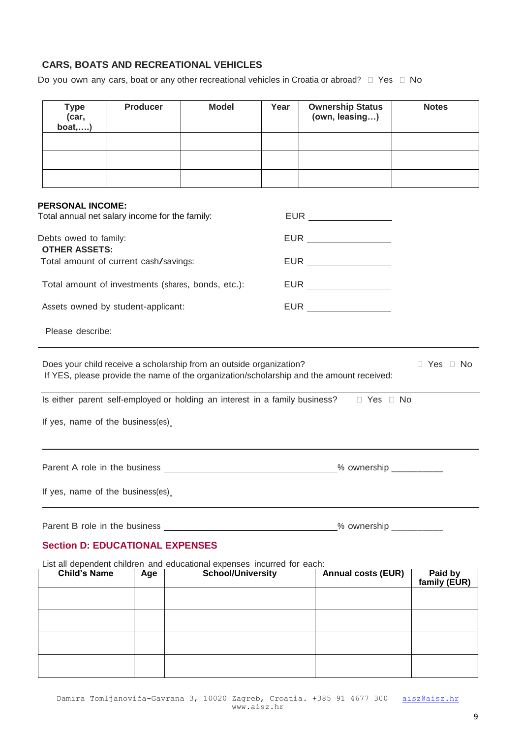### CARS, BOATS AND RECREATIONAL VEHICLES

Do you own any cars, boat or any other recreational vehicles in Croatia or abroad? □ Yes □ No

| Type (car, boat,….) | Producer | Model | Year | Ownership Status (own, leasing…) | Notes |
|---|---|---|---|---|---|
| | | | | | |
| | | | | | |
| | | | | | |

**PERSONAL INCOME:**

Total annual net salary income for the family: EUR ________________

Debts owed to family: EUR ________________

**OTHER ASSETS:**

Total amount of current cash/savings: EUR ________________

Total amount of investments (shares, bonds, etc.): EUR ________________

Assets owned by student-applicant: EUR ________________

Please describe:

---

Does your child receive a scholarship from an outside organization? □ Yes □ No

If YES, please provide the name of the organization/scholarship and the amount received:

---

Is either parent self-employed or holding an interest in a family business? □ Yes □ No

If yes, name of the business(es)

---

Parent A role in the business ________________________________% ownership __________

If yes, name of the business(es)

---

Parent B role in the business ________________________________% ownership __________

## Section D: EDUCATIONAL EXPENSES

List all dependent children and educational expenses incurred for each:

| Child's Name | Age | School/University | Annual costs (EUR) | Paid by family (EUR) |
|---|---|---|---|---|
| | | | | |
| | | | | |
| | | | | |
| | | | | |

Damira Tomljanovića-Gavrana 3, 10020 Zagreb, Croatia. +385 91 4677 300 aisz@aisz.hr www.aisz.hr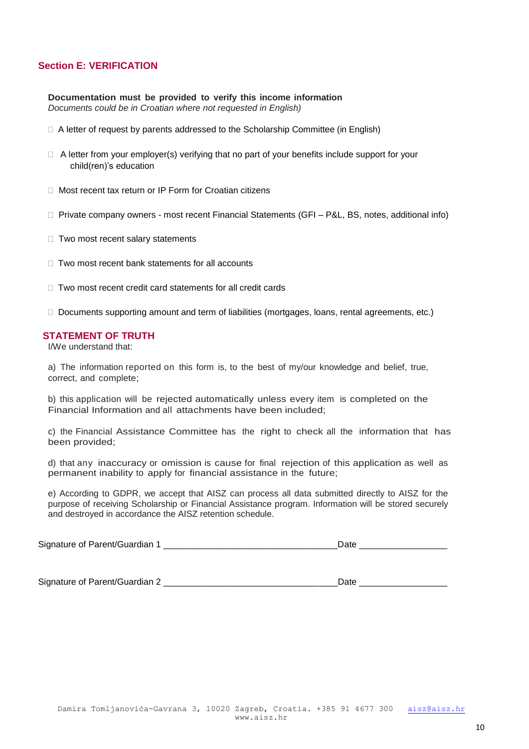## Section E: VERIFICATION

**Documentation must be provided to verify this income information**
*Documents could be in Croatian where not requested in English)*

- ☐ A letter of request by parents addressed to the Scholarship Committee (in English)
- ☐ A letter from your employer(s) verifying that no part of your benefits include support for your child(ren)'s education
- ☐ Most recent tax return or IP Form for Croatian citizens
- ☐ Private company owners - most recent Financial Statements (GFI – P&L, BS, notes, additional info)
- ☐ Two most recent salary statements
- ☐ Two most recent bank statements for all accounts
- ☐ Two most recent credit card statements for all credit cards
- ☐ Documents supporting amount and term of liabilities (mortgages, loans, rental agreements, etc.)

## STATEMENT OF TRUTH

I/We understand that:

a) The information reported on this form is, to the best of my/our knowledge and belief, true, correct, and complete;

b) this application will be rejected automatically unless every item is completed on the Financial Information and all attachments have been included;

c) the Financial Assistance Committee has the right to check all the information that has been provided;

d) that any inaccuracy or omission is cause for final rejection of this application as well as permanent inability to apply for financial assistance in the future;

e) According to GDPR, we accept that AISZ can process all data submitted directly to AISZ for the purpose of receiving Scholarship or Financial Assistance program. Information will be stored securely and destroyed in accordance the AISZ retention schedule.

Signature of Parent/Guardian 1 ___________________________________Date __________________

Signature of Parent/Guardian 2 ___________________________________Date __________________

Damira Tomljanovića-Gavrana 3, 10020 Zagreb, Croatia. +385 91 4677 300 aisz@aisz.hr www.aisz.hr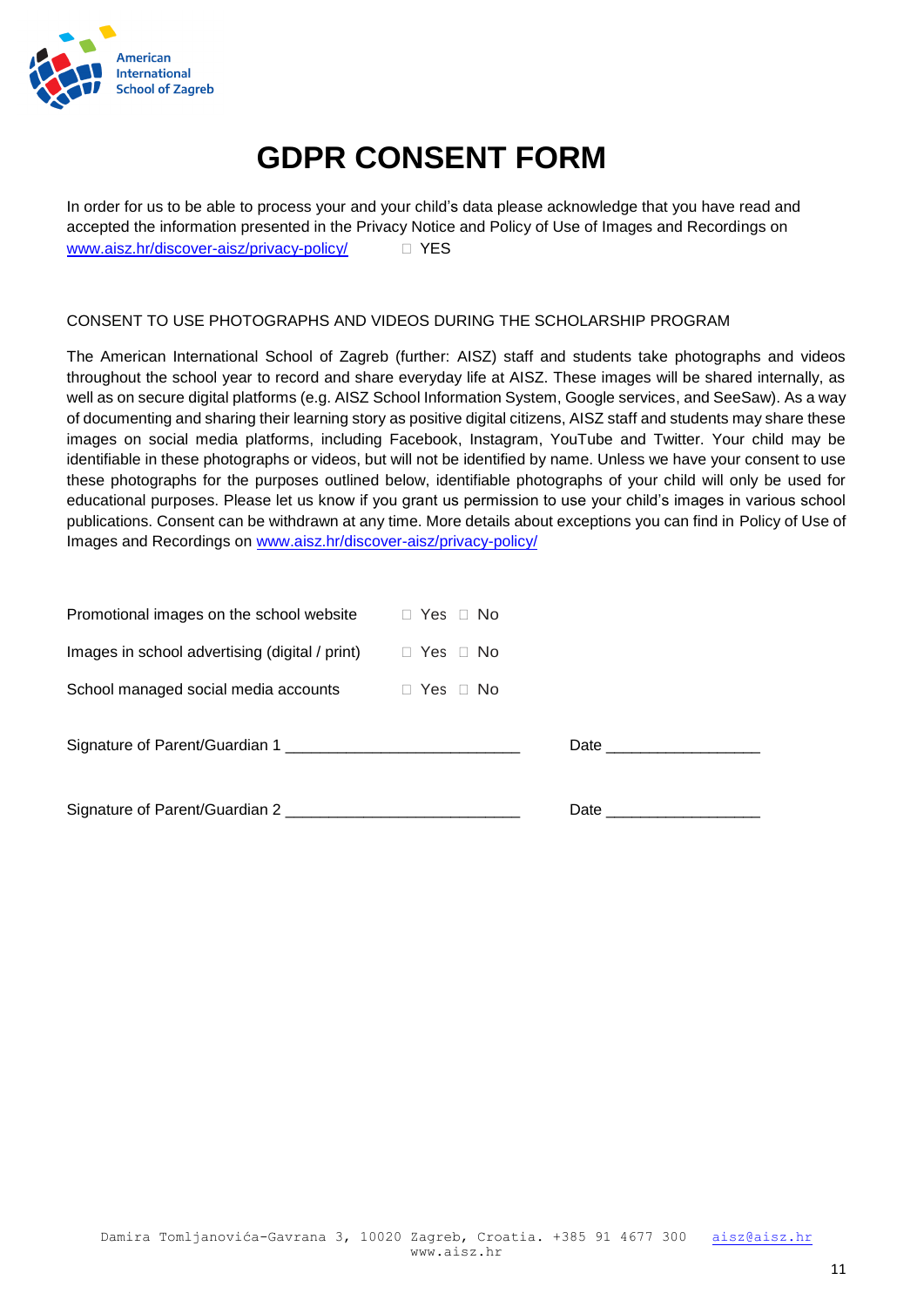American International School of Zagreb

# GDPR CONSENT FORM

In order for us to be able to process your and your child's data please acknowledge that you have read and accepted the information presented in the Privacy Notice and Policy of Use of Images and Recordings on [www.aisz.hr/discover-aisz/privacy-policy/](http://www.aisz.hr/discover-aisz/privacy-policy/) ☐ YES

CONSENT TO USE PHOTOGRAPHS AND VIDEOS DURING THE SCHOLARSHIP PROGRAM

The American International School of Zagreb (further: AISZ) staff and students take photographs and videos throughout the school year to record and share everyday life at AISZ. These images will be shared internally, as well as on secure digital platforms (e.g. AISZ School Information System, Google services, and SeeSaw). As a way of documenting and sharing their learning story as positive digital citizens, AISZ staff and students may share these images on social media platforms, including Facebook, Instagram, YouTube and Twitter. Your child may be identifiable in these photographs or videos, but will not be identified by name. Unless we have your consent to use these photographs for the purposes outlined below, identifiable photographs of your child will only be used for educational purposes. Please let us know if you grant us permission to use your child's images in various school publications. Consent can be withdrawn at any time. More details about exceptions you can find in Policy of Use of Images and Recordings on [www.aisz.hr/discover-aisz/privacy-policy/](http://www.aisz.hr/discover-aisz/privacy-policy/)

| | |
|---|---|
| Promotional images on the school website | ☐ Yes ☐ No |
| Images in school advertising (digital / print) | ☐ Yes ☐ No |
| School managed social media accounts | ☐ Yes ☐ No |

Signature of Parent/Guardian 1 ___________________________ Date __________________

Signature of Parent/Guardian 2 ___________________________ Date __________________

Damira Tomljanovića-Gavrana 3, 10020 Zagreb, Croatia. +385 91 4677 300 aisz@aisz.hr
www.aisz.hr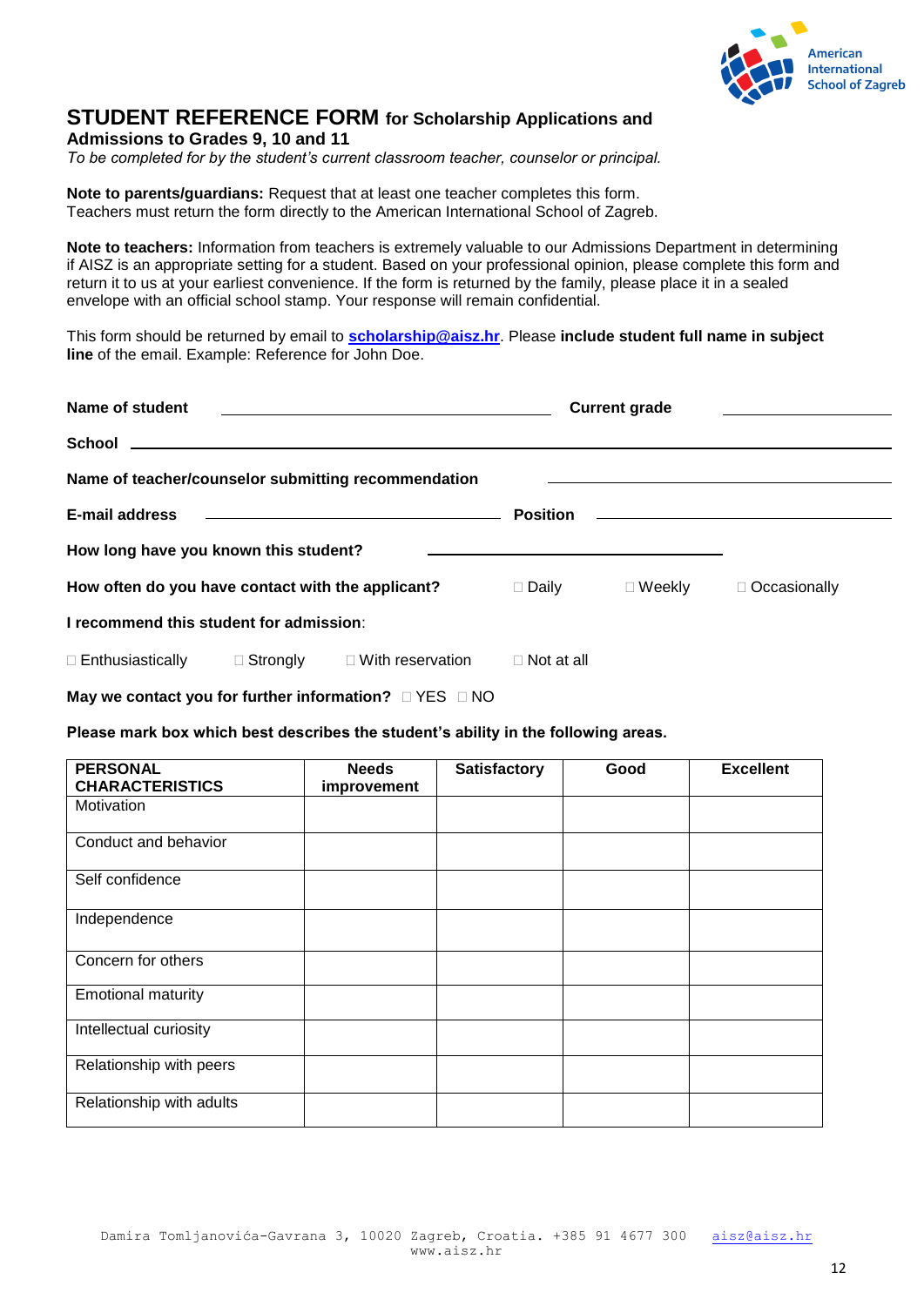American International School of Zagreb

# STUDENT REFERENCE FORM for Scholarship Applications and Admissions to Grades 9, 10 and 11

*To be completed for by the student's current classroom teacher, counselor or principal.*

**Note to parents/guardians:** Request that at least one teacher completes this form. Teachers must return the form directly to the American International School of Zagreb.

**Note to teachers:** Information from teachers is extremely valuable to our Admissions Department in determining if AISZ is an appropriate setting for a student. Based on your professional opinion, please complete this form and return it to us at your earliest convenience. If the form is returned by the family, please place it in a sealed envelope with an official school stamp. Your response will remain confidential.

This form should be returned by email to **scholarship@aisz.hr**. Please **include student full name in subject line** of the email. Example: Reference for John Doe.

**Name of student** ______________________ **Current grade** ____________

**School** ________________________________________________

**Name of teacher/counselor submitting recommendation** ______________________

**E-mail address** ______________________ **Position** ______________________

**How long have you known this student?** ______________________

**How often do you have contact with the applicant?** ☐ Daily ☐ Weekly ☐ Occasionally

**I recommend this student for admission**:

☐ Enthusiastically ☐ Strongly ☐ With reservation ☐ Not at all

**May we contact you for further information?** ☐ YES ☐ NO

**Please mark box which best describes the student's ability in the following areas.**

| PERSONAL CHARACTERISTICS | Needs improvement | Satisfactory | Good | Excellent |
|---|---|---|---|---|
| Motivation | | | | |
| Conduct and behavior | | | | |
| Self confidence | | | | |
| Independence | | | | |
| Concern for others | | | | |
| Emotional maturity | | | | |
| Intellectual curiosity | | | | |
| Relationship with peers | | | | |
| Relationship with adults | | | | |

Damira Tomljanovića-Gavrana 3, 10020 Zagreb, Croatia. +385 91 4677 300 aisz@aisz.hr
www.aisz.hr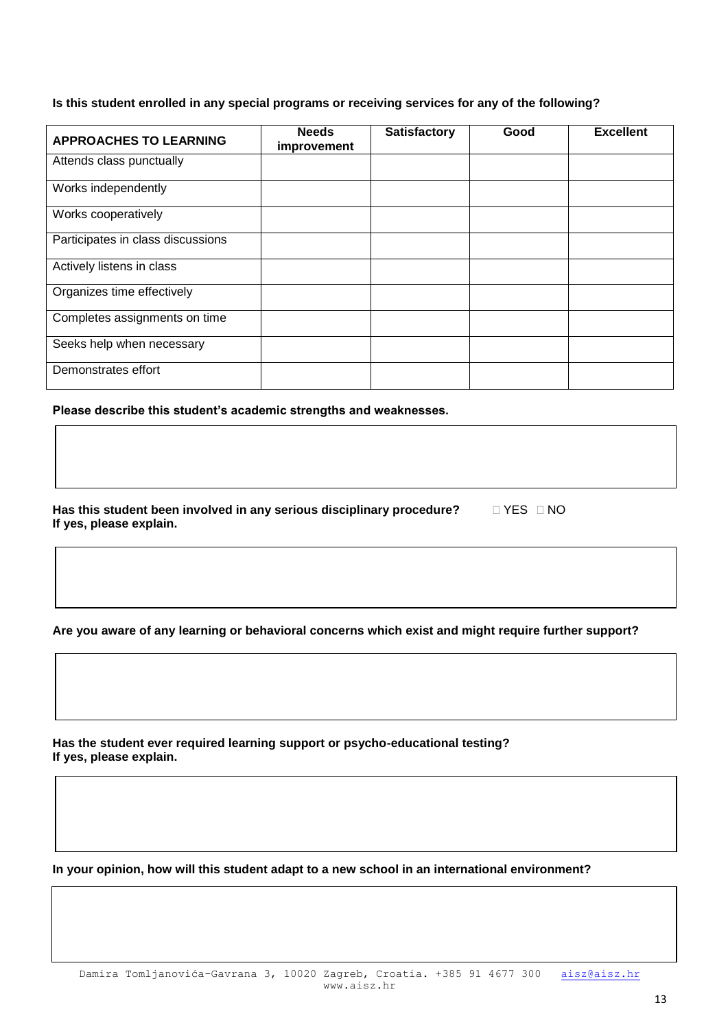**Is this student enrolled in any special programs or receiving services for any of the following?**

| APPROACHES TO LEARNING | Needs improvement | Satisfactory | Good | Excellent |
|---|---|---|---|---|
| Attends class punctually | | | | |
| Works independently | | | | |
| Works cooperatively | | | | |
| Participates in class discussions | | | | |
| Actively listens in class | | | | |
| Organizes time effectively | | | | |
| Completes assignments on time | | | | |
| Seeks help when necessary | | | | |
| Demonstrates effort | | | | |

**Please describe this student's academic strengths and weaknesses.**

**Has this student been involved in any serious disciplinary procedure?** ☐ YES ☐ NO
**If yes, please explain.**

**Are you aware of any learning or behavioral concerns which exist and might require further support?**

**Has the student ever required learning support or psycho-educational testing?**
**If yes, please explain.**

**In your opinion, how will this student adapt to a new school in an international environment?**

Damira Tomljanovića-Gavrana 3, 10020 Zagreb, Croatia. +385 91 4677 300 aisz@aisz.hr
www.aisz.hr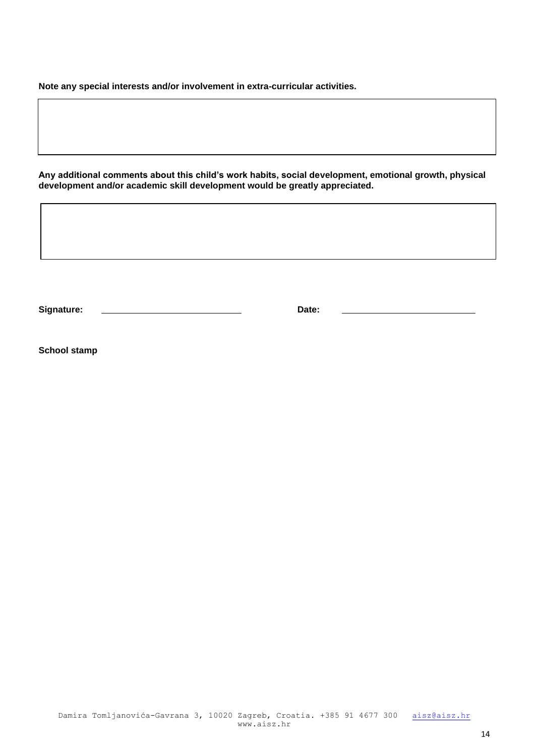**Note any special interests and/or involvement in extra-curricular activities.**

| |
|---|
| |

**Any additional comments about this child's work habits, social development, emotional growth, physical development and/or academic skill development would be greatly appreciated.**

| |
|---|
| |

**Signature:** ______________________________ **Date:** ______________________________

**School stamp**

Damira Tomljanovića-Gavrana 3, 10020 Zagreb, Croatia. +385 91 4677 300 aisz@aisz.hr
www.aisz.hr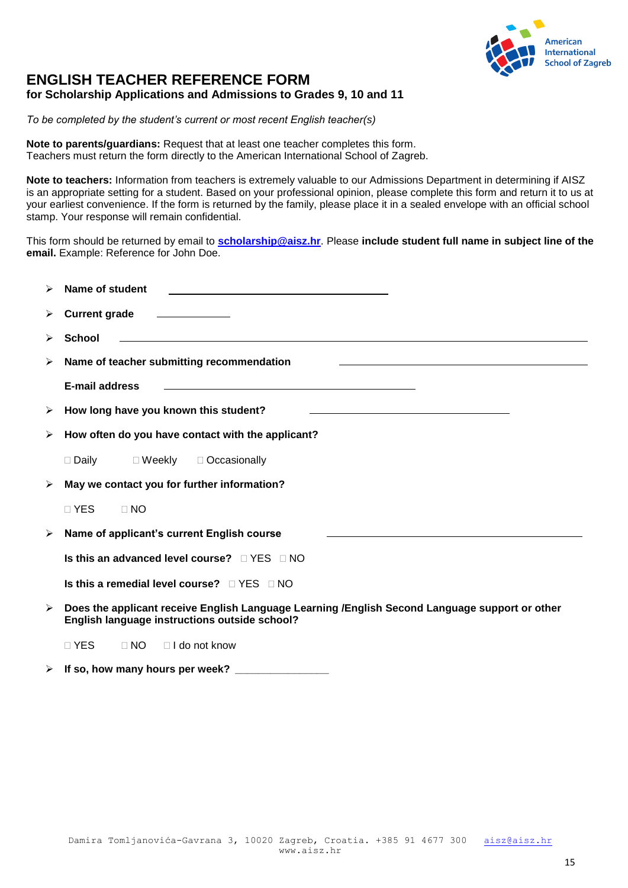American International School of Zagreb

# ENGLISH TEACHER REFERENCE FORM

### for Scholarship Applications and Admissions to Grades 9, 10 and 11

*To be completed by the student's current or most recent English teacher(s)*

**Note to parents/guardians:** Request that at least one teacher completes this form.
Teachers must return the form directly to the American International School of Zagreb.

**Note to teachers:** Information from teachers is extremely valuable to our Admissions Department in determining if AISZ is an appropriate setting for a student. Based on your professional opinion, please complete this form and return it to us at your earliest convenience. If the form is returned by the family, please place it in a sealed envelope with an official school stamp. Your response will remain confidential.

This form should be returned by email to **scholarship@aisz.hr**. Please **include student full name in subject line of the email.** Example: Reference for John Doe.

- **Name of student** ______________________________
- **Current grade** __________
- **School** ______________________________________________________________
- **Name of teacher submitting recommendation** ________________________________

  **E-mail address** ___________________________________
- **How long you have known this student?** ____________________________
- **How often do you have contact with the applicant?**

  ☐ Daily ☐ Weekly ☐ Occasionally
- **May we contact you for further information?**

  ☐ YES ☐ NO
- **Name of applicant's current English course** ________________________________

  **Is this an advanced level course?** ☐ YES ☐ NO

  **Is this a remedial level course?** ☐ YES ☐ NO
- **Does the applicant receive English Language Learning /English Second Language support or other English language instructions outside school?**

  ☐ YES ☐ NO ☐ I do not know
- **If so, how many hours per week?** ________________

Damira Tomljanovića-Gavrana 3, 10020 Zagreb, Croatia. +385 91 4677 300 aisz@aisz.hr
www.aisz.hr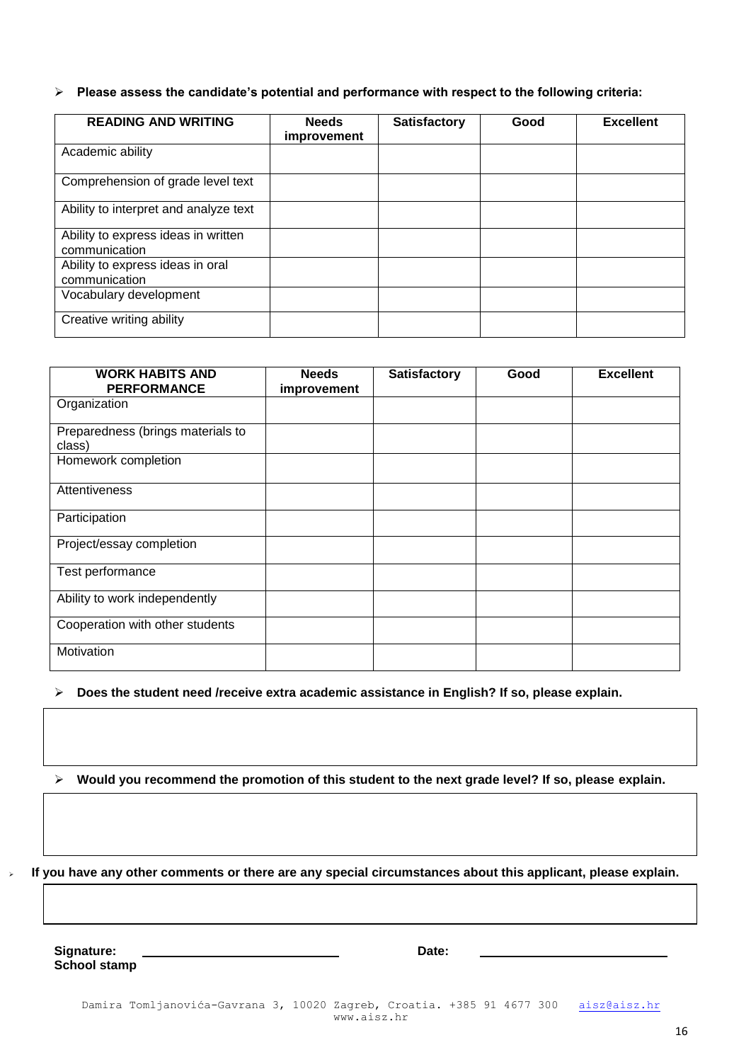- **Please assess the candidate's potential and performance with respect to the following criteria:**

| READING AND WRITING | Needs improvement | Satisfactory | Good | Excellent |
|---|---|---|---|---|
| Academic ability | | | | |
| Comprehension of grade level text | | | | |
| Ability to interpret and analyze text | | | | |
| Ability to express ideas in written communication | | | | |
| Ability to express ideas in oral communication | | | | |
| Vocabulary development | | | | |
| Creative writing ability | | | | |

| WORK HABITS AND PERFORMANCE | Needs improvement | Satisfactory | Good | Excellent |
|---|---|---|---|---|
| Organization | | | | |
| Preparedness (brings materials to class) | | | | |
| Homework completion | | | | |
| Attentiveness | | | | |
| Participation | | | | |
| Project/essay completion | | | | |
| Test performance | | | | |
| Ability to work independently | | | | |
| Cooperation with other students | | | | |
| Motivation | | | | |

- **Does the student need /receive extra academic assistance in English? If so, please explain.**

- **Would you recommend the promotion of this student to the next grade level? If so, please explain.**

- **If you have any other comments or there are any special circumstances about this applicant, please explain.**

**Signature:** ______________________ **Date:** ______________________

**School stamp**

Damira Tomljanovića-Gavrana 3, 10020 Zagreb, Croatia. +385 91 4677 300 aisz@aisz.hr www.aisz.hr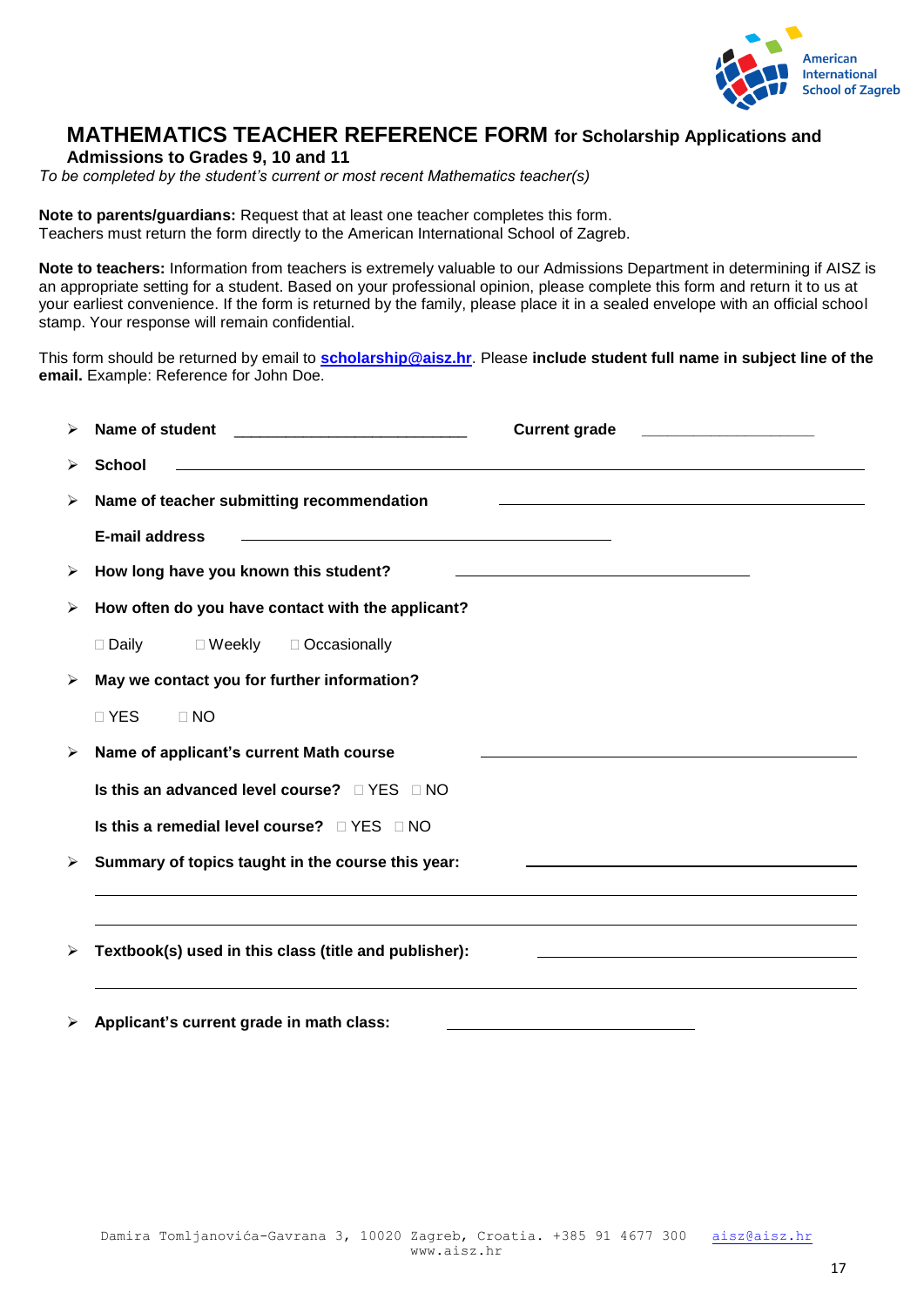American International School of Zagreb

# MATHEMATICS TEACHER REFERENCE FORM for Scholarship Applications and Admissions to Grades 9, 10 and 11

*To be completed by the student's current or most recent Mathematics teacher(s)*

**Note to parents/guardians:** Request that at least one teacher completes this form.
Teachers must return the form directly to the American International School of Zagreb.

**Note to teachers:** Information from teachers is extremely valuable to our Admissions Department in determining if AISZ is an appropriate setting for a student. Based on your professional opinion, please complete this form and return it to us at your earliest convenience. If the form is returned by the family, please place it in a sealed envelope with an official school stamp. Your response will remain confidential.

This form should be returned by email to **scholarship@aisz.hr**. Please **include student full name in subject line of the email.** Example: Reference for John Doe.

- **Name of student** ___________________________ **Current grade** ____________________
- **School** ________________________________________________
- **Name of teacher submitting recommendation** ______________________________

  **E-mail address** ______________________________
- **How long have you known this student?** ______________________________
- **How often do you have contact with the applicant?**

  ☐ Daily ☐ Weekly ☐ Occasionally
- **May we contact you for further information?**

  ☐ YES ☐ NO
- **Name of applicant's current Math course** ______________________________

  **Is this an advanced level course?** ☐ YES ☐ NO

  **Is this a remedial level course?** ☐ YES ☐ NO
- **Summary of topics taught in the course this year:** ______________________________

  ________________________________________________

  ________________________________________________
- **Textbook(s) used in this class (title and publisher):** ______________________________

  ________________________________________________
- **Applicant's current grade in math class:** ______________________________

Damira Tomljanovića-Gavrana 3, 10020 Zagreb, Croatia. +385 91 4677 300 aisz@aisz.hr
www.aisz.hr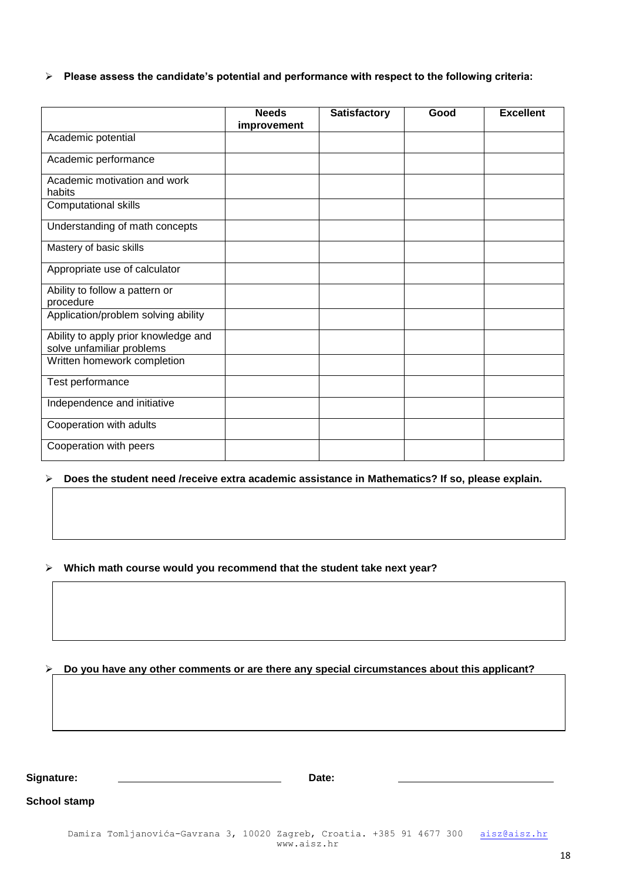- **Please assess the candidate's potential and performance with respect to the following criteria:**

| | Needs improvement | Satisfactory | Good | Excellent |
|---|---|---|---|---|
| Academic potential | | | | |
| Academic performance | | | | |
| Academic motivation and work habits | | | | |
| Computational skills | | | | |
| Understanding of math concepts | | | | |
| Mastery of basic skills | | | | |
| Appropriate use of calculator | | | | |
| Ability to follow a pattern or procedure | | | | |
| Application/problem solving ability | | | | |
| Ability to apply prior knowledge and solve unfamiliar problems | | | | |
| Written homework completion | | | | |
| Test performance | | | | |
| Independence and initiative | | | | |
| Cooperation with adults | | | | |
| Cooperation with peers | | | | |

- **Does the student need /receive extra academic assistance in Mathematics? If so, please explain.**

- **Which math course would you recommend that the student take next year?**

- **Do you have any other comments or are there any special circumstances about this applicant?**

**Signature:** ______________________ **Date:** ______________________

**School stamp**

Damira Tomljanovića-Gavrana 3, 10020 Zagreb, Croatia. +385 91 4677 300 aisz@aisz.hr
www.aisz.hr